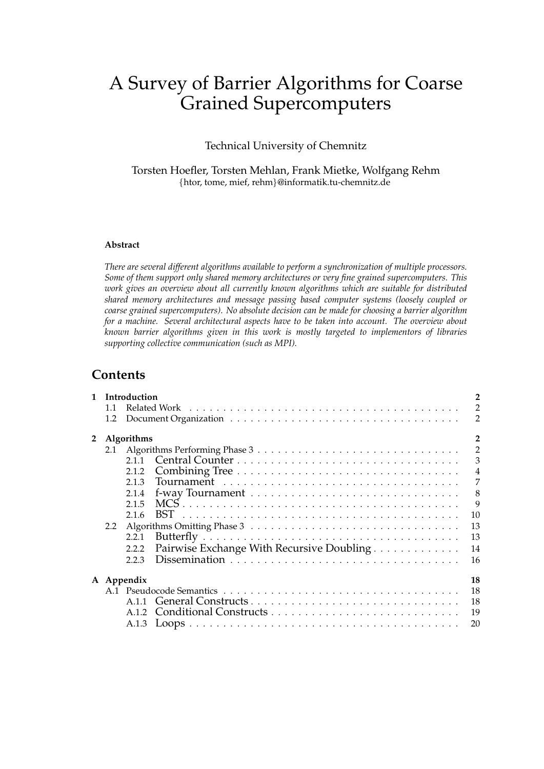# A Survey of Barrier Algorithms for Coarse Grained Supercomputers

Technical University of Chemnitz

Torsten Hoefler, Torsten Mehlan, Frank Mietke, Wolfgang Rehm
{htor, tome, mief, rehm}@informatik.tu-chemnitz.de

**Abstract**

*There are several different algorithms available to perform a synchronization of multiple processors. Some of them support only shared memory architectures or very fine grained supercomputers. This work gives an overview about all currently known algorithms which are suitable for distributed shared memory architectures and message passing based computer systems (loosely coupled or coarse grained supercomputers). No absolute decision can be made for choosing a barrier algorithm for a machine. Several architectural aspects have to be taken into account. The overview about known barrier algorithms given in this work is mostly targeted to implementors of libraries supporting collective communication (such as MPI).*

## Contents

- **1 Introduction** — 2
  - 1.1 Related Work — 2
  - 1.2 Document Organization — 2
- **2 Algorithms** — 2
  - 2.1 Algorithms Performing Phase 3 — 2
    - 2.1.1 Central Counter — 3
    - 2.1.2 Combining Tree — 4
    - 2.1.3 Tournament — 7
    - 2.1.4 f-way Tournament — 8
    - 2.1.5 MCS — 9
    - 2.1.6 BST — 10
  - 2.2 Algorithms Omitting Phase 3 — 13
    - 2.2.1 Butterfly — 13
    - 2.2.2 Pairwise Exchange With Recursive Doubling — 14
    - 2.2.3 Dissemination — 16
- **A Appendix** — 18
  - A.1 Pseudocode Semantics — 18
    - A.1.1 General Constructs — 18
    - A.1.2 Conditional Constructs — 19
    - A.1.3 Loops — 20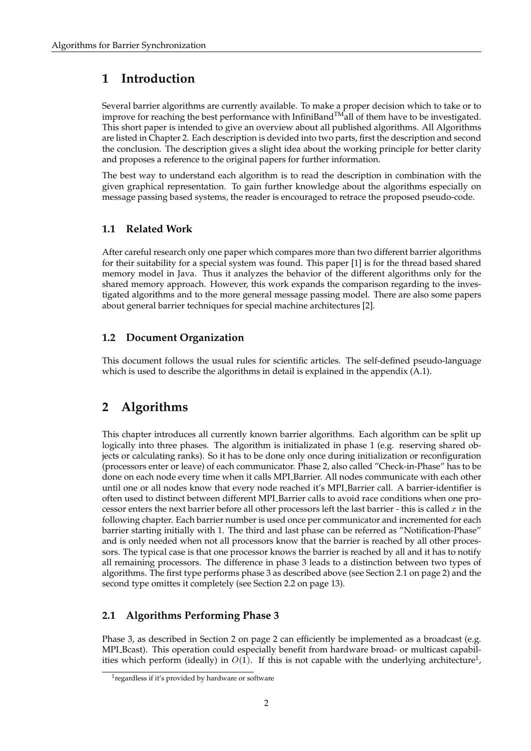# 1 Introduction

Several barrier algorithms are currently available. To make a proper decision which to take or to improve for reaching the best performance with InfiniBand$^{\text{TM}}$all of them have to be investigated. This short paper is intended to give an overview about all published algorithms. All Algorithms are listed in Chapter 2. Each description is devided into two parts, first the description and second the conclusion. The description gives a slight idea about the working principle for better clarity and proposes a reference to the original papers for further information.

The best way to understand each algorithm is to read the description in combination with the given graphical representation. To gain further knowledge about the algorithms especially on message passing based systems, the reader is encouraged to retrace the proposed pseudo-code.

## 1.1 Related Work

After careful research only one paper which compares more than two different barrier algorithms for their suitability for a special system was found. This paper [1] is for the thread based shared memory model in Java. Thus it analyzes the behavior of the different algorithms only for the shared memory approach. However, this work expands the comparison regarding to the investigated algorithms and to the more general message passing model. There are also some papers about general barrier techniques for special machine architectures [2].

## 1.2 Document Organization

This document follows the usual rules for scientific articles. The self-defined pseudo-language which is used to describe the algorithms in detail is explained in the appendix (A.1).

# 2 Algorithms

This chapter introduces all currently known barrier algorithms. Each algorithm can be split up logically into three phases. The algorithm is initializated in phase 1 (e.g. reserving shared objects or calculating ranks). So it has to be done only once during initialization or reconfiguration (processors enter or leave) of each communicator. Phase 2, also called "Check-in-Phase" has to be done on each node every time when it calls MPI_Barrier. All nodes communicate with each other until one or all nodes know that every node reached it's MPI_Barrier call. A barrier-identifier is often used to distinct between different MPI_Barrier calls to avoid race conditions when one processor enters the next barrier before all other processors left the last barrier - this is called $x$ in the following chapter. Each barrier number is used once per communicator and incremented for each barrier starting initially with 1. The third and last phase can be referred as "Notification-Phase" and is only needed when not all processors know that the barrier is reached by all other processors. The typical case is that one processor knows the barrier is reached by all and it has to notify all remaining processors. The difference in phase 3 leads to a distinction between two types of algorithms. The first type performs phase 3 as described above (see Section 2.1 on page 2) and the second type omittes it completely (see Section 2.2 on page 13).

## 2.1 Algorithms Performing Phase 3

Phase 3, as described in Section 2 on page 2 can efficiently be implemented as a broadcast (e.g. MPI_Bcast). This operation could especially benefit from hardware broad- or multicast capabilities which perform (ideally) in $O(1)$. If this is not capable with the underlying architecture[1],

[1] regardless if it's provided by hardware or software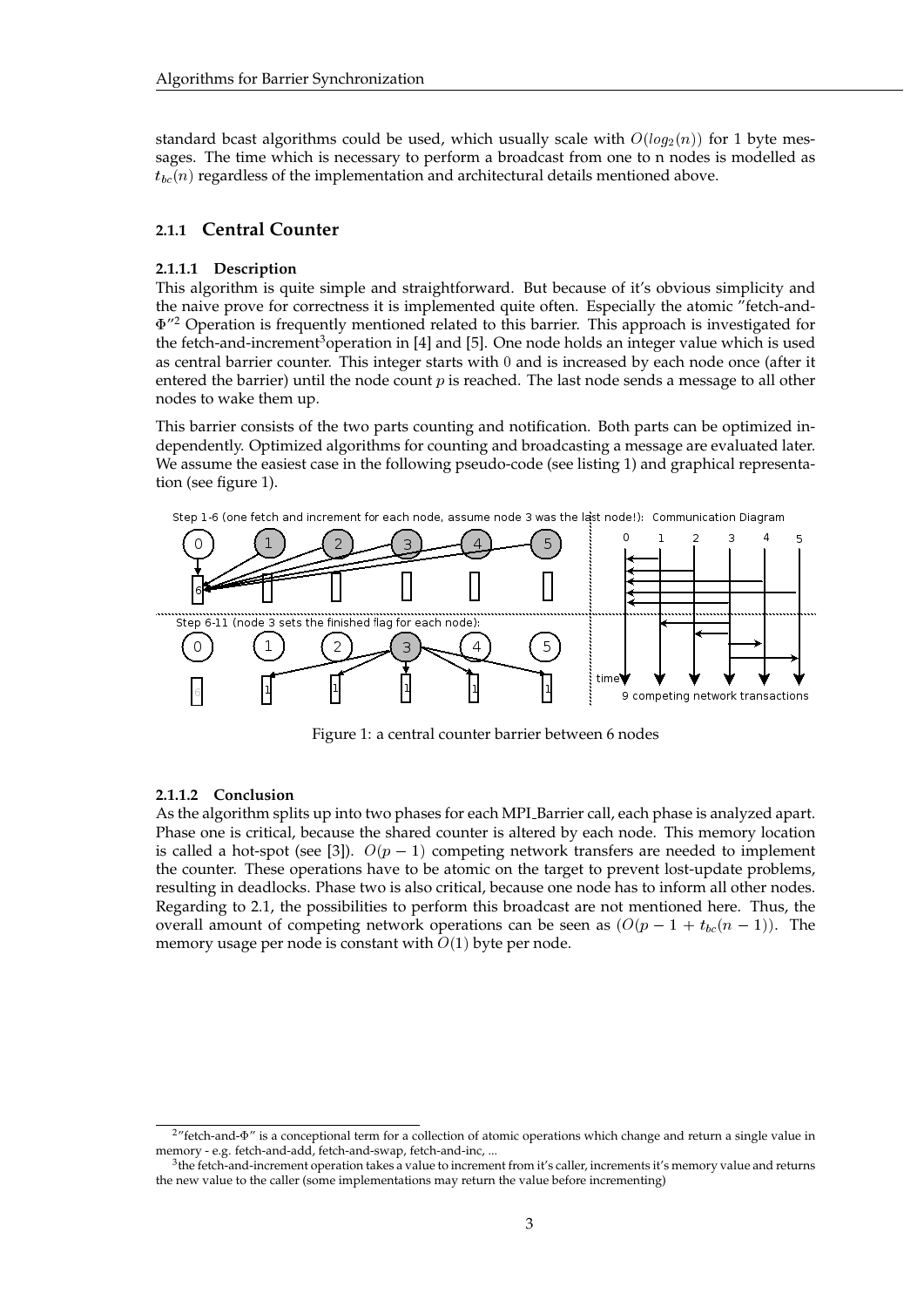standard bcast algorithms could be used, which usually scale with $O(log_2(n))$ for 1 byte messages. The time which is necessary to perform a broadcast from one to n nodes is modelled as $t_{bc}(n)$ regardless of the implementation and architectural details mentioned above.

### 2.1.1 Central Counter

#### 2.1.1.1 Description

This algorithm is quite simple and straightforward. But because of it's obvious simplicity and the naive prove for correctness it is implemented quite often. Especially the atomic "fetch-and-Φ"[2] Operation is frequently mentioned related to this barrier. This approach is investigated for the fetch-and-increment[3]operation in [4] and [5]. One node holds an integer value which is used as central barrier counter. This integer starts with 0 and is increased by each node once (after it entered the barrier) until the node count $p$ is reached. The last node sends a message to all other nodes to wake them up.

This barrier consists of the two parts counting and notification. Both parts can be optimized independently. Optimized algorithms for counting and broadcasting a message are evaluated later. We assume the easiest case in the following pseudo-code (see listing 1) and graphical representation (see figure 1).

Figure 1: a central counter barrier between 6 nodes

#### 2.1.1.2 Conclusion

As the algorithm splits up into two phases for each MPI_Barrier call, each phase is analyzed apart. Phase one is critical, because the shared counter is altered by each node. This memory location is called a hot-spot (see [3]). $O(p-1)$ competing network transfers are needed to implement the counter. These operations have to be atomic on the target to prevent lost-update problems, resulting in deadlocks. Phase two is also critical, because one node has to inform all other nodes. Regarding to 2.1, the possibilities to perform this broadcast are not mentioned here. Thus, the overall amount of competing network operations can be seen as $(O(p-1+t_{bc}(n-1))$. The memory usage per node is constant with $O(1)$ byte per node.

[2] "fetch-and-Φ" is a conceptional term for a collection of atomic operations which change and return a single value in memory - e.g. fetch-and-add, fetch-and-swap, fetch-and-inc, ...

[3] the fetch-and-increment operation takes a value to increment from it's caller, increments it's memory value and returns the new value to the caller (some implementations may return the value before incrementing)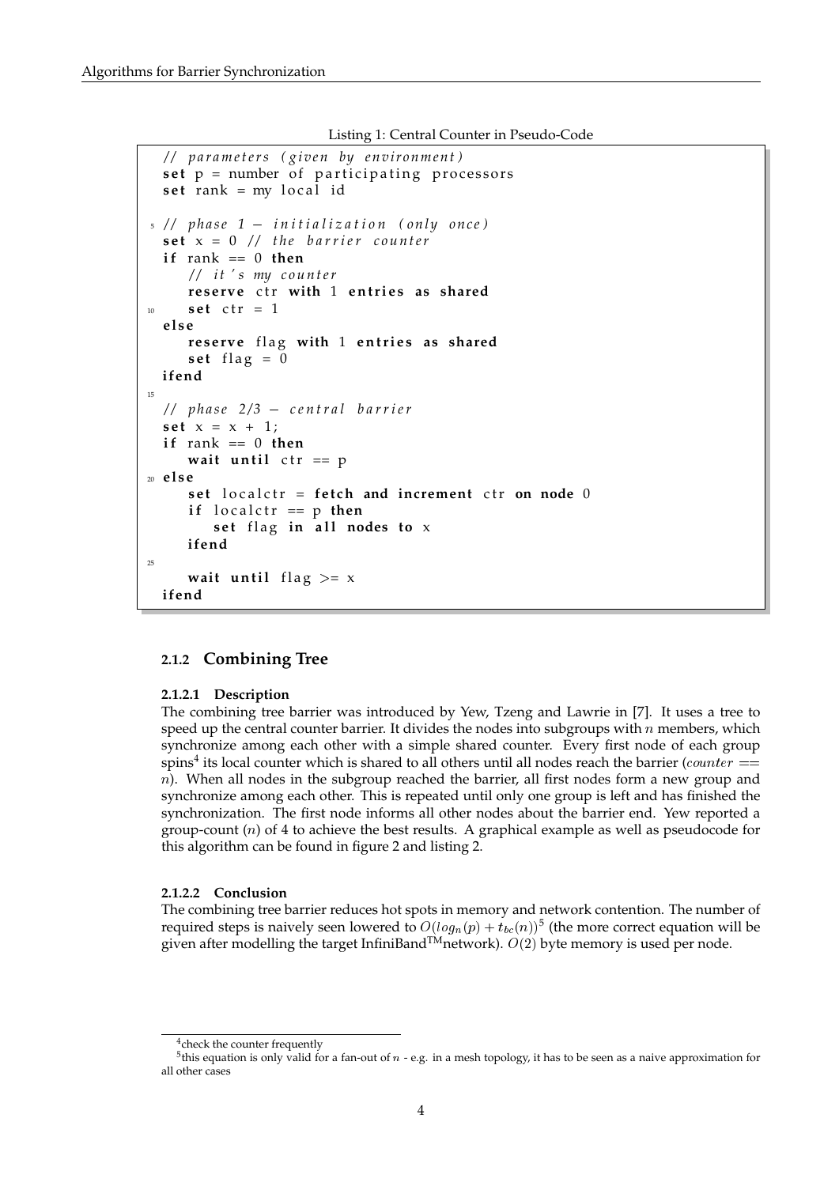Listing 1: Central Counter in Pseudo-Code

```
// parameters (given by environment)
set p = number of participating processors
set rank = my local id

// phase 1 - initialization (only once)
set x = 0 // the barrier counter
if rank == 0 then
   // it's my counter
   reserve ctr with 1 entries as shared
   set ctr = 1
else
   reserve flag with 1 entries as shared
   set flag = 0
ifend

// phase 2/3 - central barrier
set x = x + 1;
if rank == 0 then
   wait until ctr == p
else
   set localctr = fetch and increment ctr on node 0
   if localctr == p then
      set flag in all nodes to x
   ifend

   wait until flag >= x
ifend
```

### 2.1.2 Combining Tree

#### 2.1.2.1 Description

The combining tree barrier was introduced by Yew, Tzeng and Lawrie in [7]. It uses a tree to speed up the central counter barrier. It divides the nodes into subgroups with $n$ members, which synchronize among each other with a simple shared counter. Every first node of each group spins[4] its local counter which is shared to all others until all nodes reach the barrier ($counter == n$). When all nodes in the subgroup reached the barrier, all first nodes form a new group and synchronize among each other. This is repeated until only one group is left and has finished the synchronization. The first node informs all other nodes about the barrier end. Yew reported a group-count ($n$) of 4 to achieve the best results. A graphical example as well as pseudocode for this algorithm can be found in figure 2 and listing 2.

#### 2.1.2.2 Conclusion

The combining tree barrier reduces hot spots in memory and network contention. The number of required steps is naively seen lowered to $O(log_n(p) + t_{bc}(n))$[5] (the more correct equation will be given after modelling the target InfiniBand™network). $O(2)$ byte memory is used per node.

[4] check the counter frequently

[5] this equation is only valid for a fan-out of $n$ - e.g. in a mesh topology, it has to be seen as a naive approximation for all other cases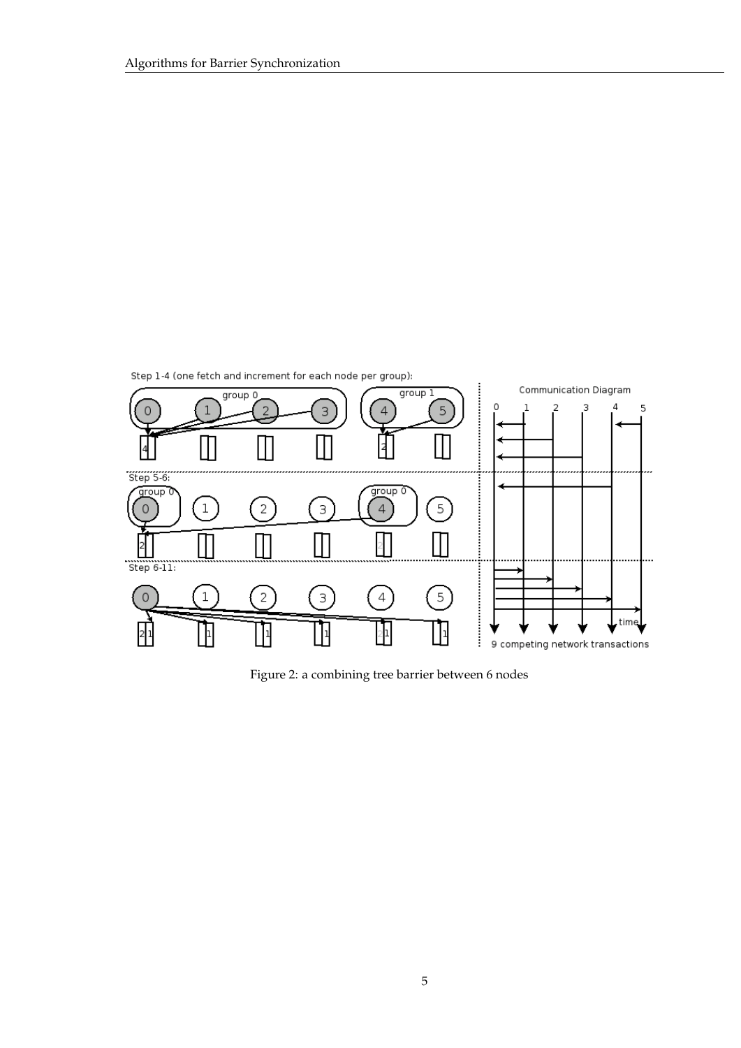Step 1-4 (one fetch and increment for each node per group):

Step 5-6:

Step 6-11:

Communication Diagram

9 competing network transactions

Figure 2: a combining tree barrier between 6 nodes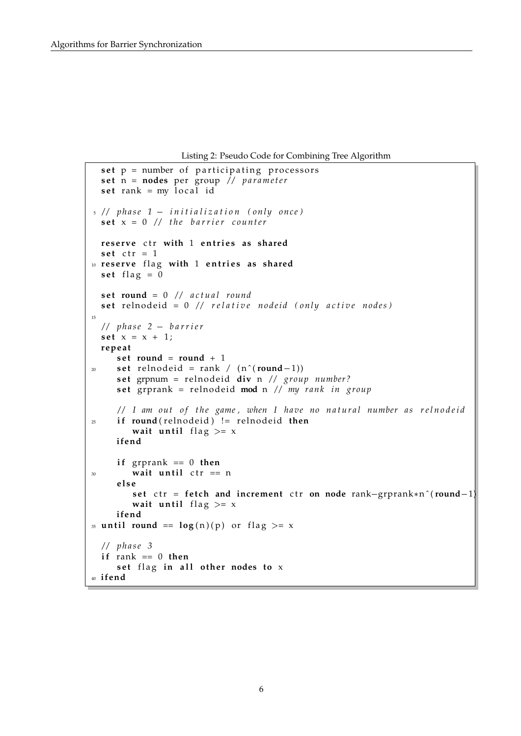Listing 2: Pseudo Code for Combining Tree Algorithm

```
set p = number of participating processors
set n = nodes per group // parameter
set rank = my local id

// phase 1 - initialization (only once)
set x = 0 // the barrier counter

reserve ctr with 1 entries as shared
set ctr = 1
reserve flag with 1 entries as shared
set flag = 0

set round = 0 // actual round
set relnodeid = 0 // relative nodeid (only active nodes)

// phase 2 - barrier
set x = x + 1;
repeat
   set round = round + 1
   set relnodeid = rank / (n^(round-1))
   set grpnum = relnodeid div n // group number?
   set grprank = relnodeid mod n // my rank in group

   // I am out of the game, when I have no natural number as relnodeid
   if round(relnodeid) != relnodeid then
      wait until flag >= x
   ifend

   if grprank == 0 then
      wait until ctr == n
   else
      set ctr = fetch and increment ctr on node rank-grprank*n^(round-1)
      wait until flag >= x
   ifend
until round == log(n)(p) or flag >= x

// phase 3
if rank == 0 then
   set flag in all other nodes to x
ifend
```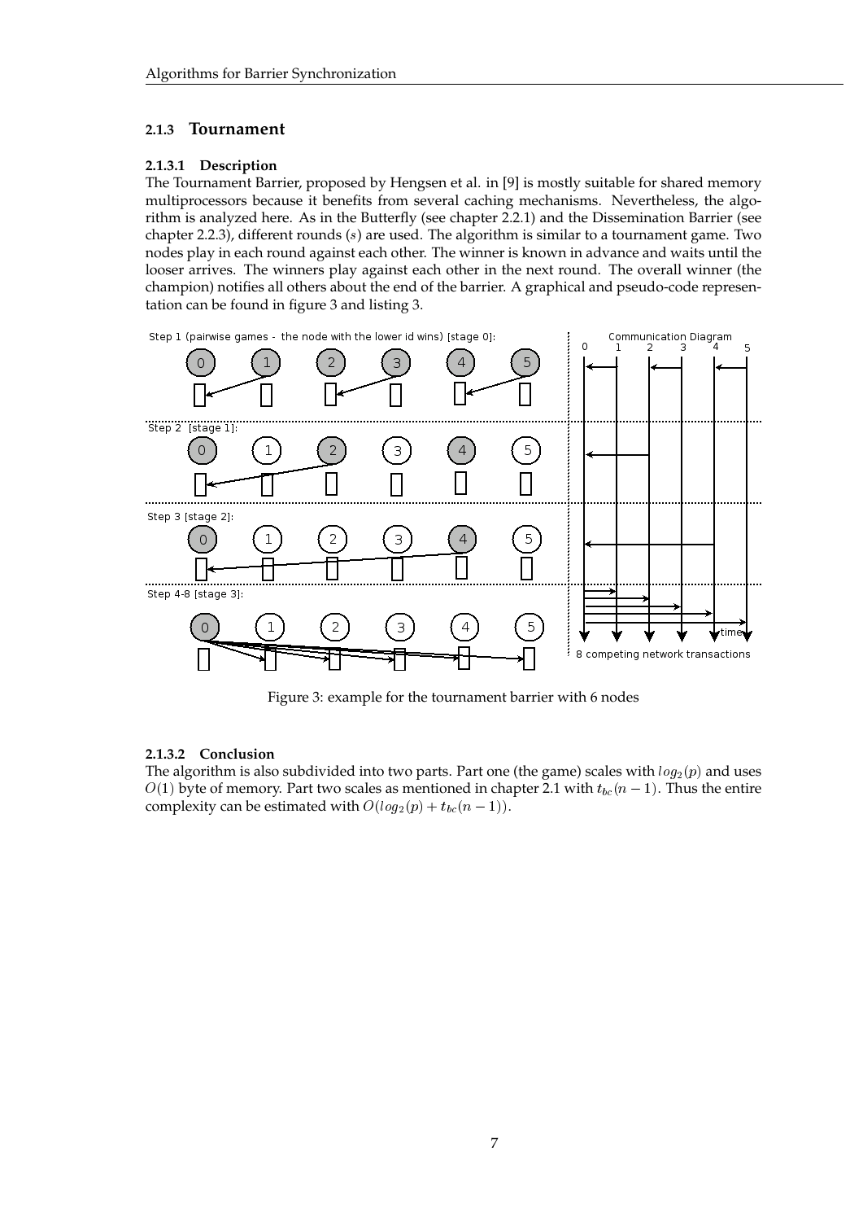### 2.1.3 Tournament

#### 2.1.3.1 Description

The Tournament Barrier, proposed by Hengsen et al. in [9] is mostly suitable for shared memory multiprocessors because it benefits from several caching mechanisms. Nevertheless, the algorithm is analyzed here. As in the Butterfly (see chapter 2.2.1) and the Dissemination Barrier (see chapter 2.2.3), different rounds ($s$) are used. The algorithm is similar to a tournament game. Two nodes play in each round against each other. The winner is known in advance and waits until the looser arrives. The winners play against each other in the next round. The overall winner (the champion) notifies all others about the end of the barrier. A graphical and pseudo-code representation can be found in figure 3 and listing 3.

Figure 3: example for the tournament barrier with 6 nodes

#### 2.1.3.2 Conclusion

The algorithm is also subdivided into two parts. Part one (the game) scales with $log_2(p)$ and uses $O(1)$ byte of memory. Part two scales as mentioned in chapter 2.1 with $t_{bc}(n-1)$. Thus the entire complexity can be estimated with $O(log_2(p) + t_{bc}(n-1))$.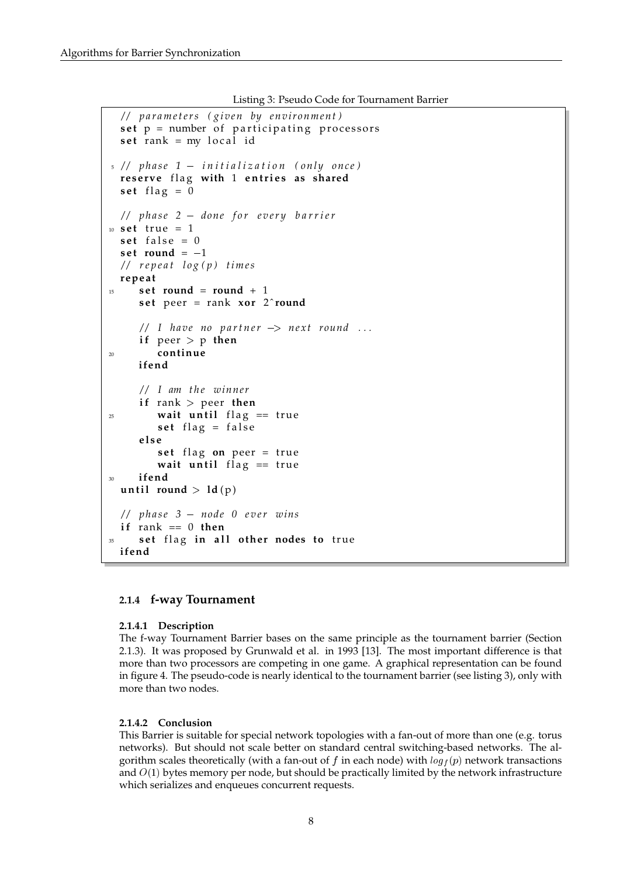Listing 3: Pseudo Code for Tournament Barrier

```
// parameters (given by environment)
set p = number of participating processors
set rank = my local id

// phase 1 - initialization (only once)
reserve flag with 1 entries as shared
set flag = 0

// phase 2 - done for every barrier
set true = 1
set false = 0
set round = -1
// repeat log(p) times
repeat
    set round = round + 1
    set peer = rank xor 2^round

    // I have no partner -> next round ...
    if peer > p then
        continue
    ifend

    // I am the winner
    if rank > peer then
        wait until flag == true
        set flag = false
    else
        set flag on peer = true
        wait until flag == true
    ifend
until round > ld(p)

// phase 3 - node 0 ever wins
if rank == 0 then
    set flag in all other nodes to true
ifend
```

#### 2.1.4 f-way Tournament

##### 2.1.4.1 Description

The f-way Tournament Barrier bases on the same principle as the tournament barrier (Section 2.1.3). It was proposed by Grunwald et al. in 1993 [13]. The most important difference is that more than two processors are competing in one game. A graphical representation can be found in figure 4. The pseudo-code is nearly identical to the tournament barrier (see listing 3), only with more than two nodes.

##### 2.1.4.2 Conclusion

This Barrier is suitable for special network topologies with a fan-out of more than one (e.g. torus networks). But should not scale better on standard central switching-based networks. The algorithm scales theoretically (with a fan-out of $f$ in each node) with $log_f(p)$ network transactions and $O(1)$ bytes memory per node, but should be practically limited by the network infrastructure which serializes and enqueues concurrent requests.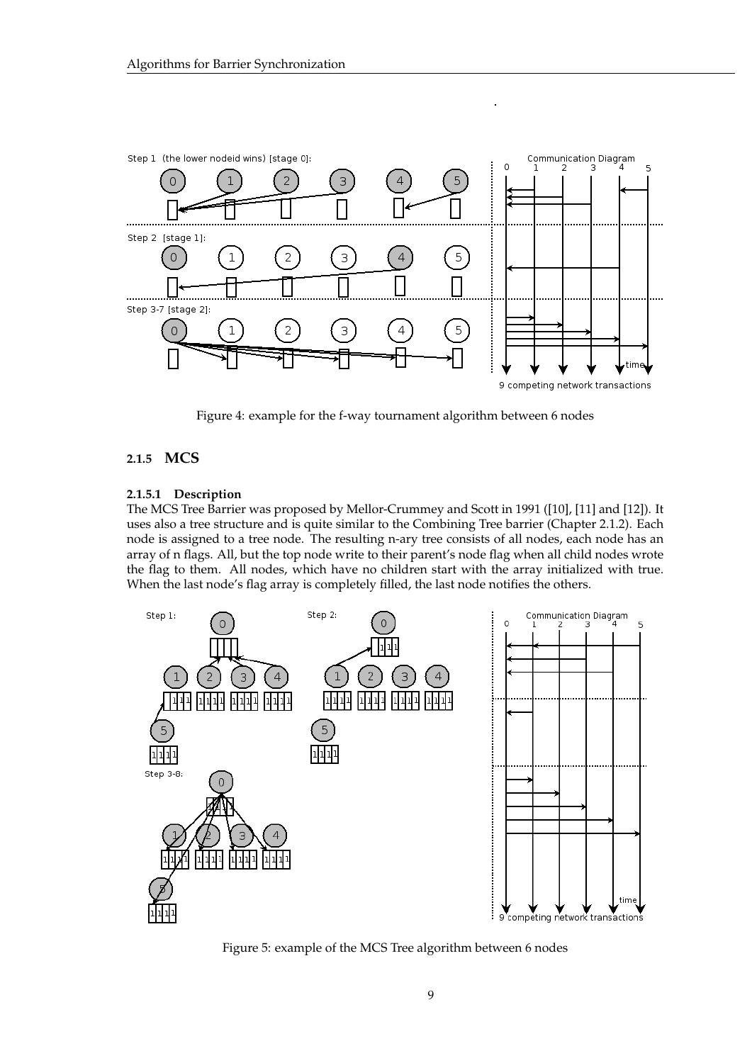Figure 4: example for the f-way tournament algorithm between 6 nodes

### 2.1.5 MCS

#### 2.1.5.1 Description

The MCS Tree Barrier was proposed by Mellor-Crummey and Scott in 1991 ([10], [11] and [12]). It uses also a tree structure and is quite similar to the Combining Tree barrier (Chapter 2.1.2). Each node is assigned to a tree node. The resulting n-ary tree consists of all nodes, each node has an array of n flags. All, but the top node write to their parent's node flag when all child nodes wrote the flag to them. All nodes, which have no children start with the array initialized with true. When the last node's flag array is completely filled, the last node notifies the others.

Figure 5: example of the MCS Tree algorithm between 6 nodes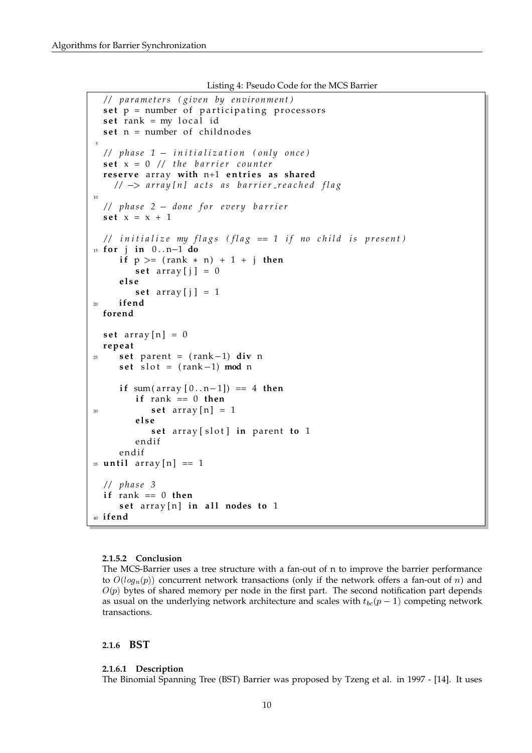Listing 4: Pseudo Code for the MCS Barrier

```
// parameters (given by environment)
set p = number of participating processors
set rank = my local id
set n = number of childnodes

// phase 1 - initialization (only once)
set x = 0 // the barrier counter
reserve array with n+1 entries as shared
  // -> array[n] acts as barrier_reached flag

// phase 2 - done for every barrier
set x = x + 1

// initialize my flags (flag == 1 if no child is present)
for j in 0..n-1 do
   if p >= (rank * n) + 1 + j then
      set array[j] = 0
   else
      set array[j] = 1
   ifend
forend

set array[n] = 0
repeat
   set parent = (rank-1) div n
   set slot = (rank-1) mod n

   if sum(array[0..n-1]) == 4 then
      if rank == 0 then
         set array[n] = 1
      else
         set array[slot] in parent to 1
      endif
   endif
until array[n] == 1

// phase 3
if rank == 0 then
   set array[n] in all nodes to 1
ifend
```

#### 2.1.5.2 Conclusion

The MCS-Barrier uses a tree structure with a fan-out of n to improve the barrier performance to $O(log_n(p))$ concurrent network transactions (only if the network offers a fan-out of $n$) and $O(p)$ bytes of shared memory per node in the first part. The second notification part depends as usual on the underlying network architecture and scales with $t_{bc}(p-1)$ competing network transactions.

### 2.1.6 BST

#### 2.1.6.1 Description

The Binomial Spanning Tree (BST) Barrier was proposed by Tzeng et al. in 1997 - [14]. It uses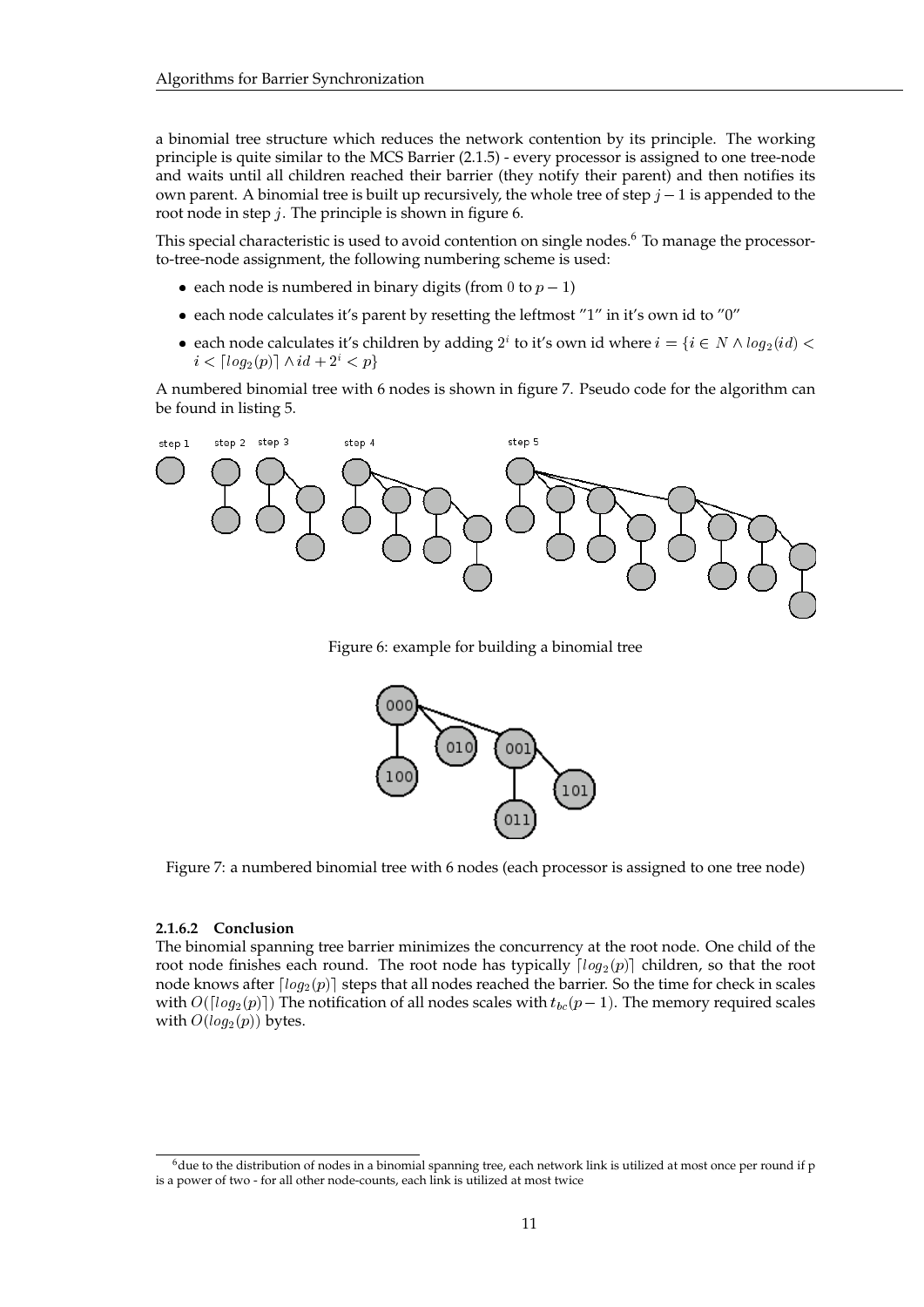a binomial tree structure which reduces the network contention by its principle. The working principle is quite similar to the MCS Barrier (2.1.5) - every processor is assigned to one tree-node and waits until all children reached their barrier (they notify their parent) and then notifies its own parent. A binomial tree is built up recursively, the whole tree of step $j-1$ is appended to the root node in step $j$. The principle is shown in figure 6.

This special characteristic is used to avoid contention on single nodes.[6] To manage the processor-to-tree-node assignment, the following numbering scheme is used:

- each node is numbered in binary digits (from $0$ to $p-1$)
- each node calculates it's parent by resetting the leftmost "1" in it's own id to "0"
- each node calculates it's children by adding $2^i$ to it's own id where $i = \{i \in N \wedge log_2(id) < i < \lceil log_2(p) \rceil \wedge id + 2^i < p\}$

A numbered binomial tree with 6 nodes is shown in figure 7. Pseudo code for the algorithm can be found in listing 5.

Figure 6: example for building a binomial tree

Figure 7: a numbered binomial tree with 6 nodes (each processor is assigned to one tree node)

#### 2.1.6.2 Conclusion

The binomial spanning tree barrier minimizes the concurrency at the root node. One child of the root node finishes each round. The root node has typically $\lceil log_2(p) \rceil$ children, so that the root node knows after $\lceil log_2(p) \rceil$ steps that all nodes reached the barrier. So the time for check in scales with $O(\lceil log_2(p) \rceil)$ The notification of all nodes scales with $t_{bc}(p-1)$. The memory required scales with $O(log_2(p))$ bytes.

[6] due to the distribution of nodes in a binomial spanning tree, each network link is utilized at most once per round if p is a power of two - for all other node-counts, each link is utilized at most twice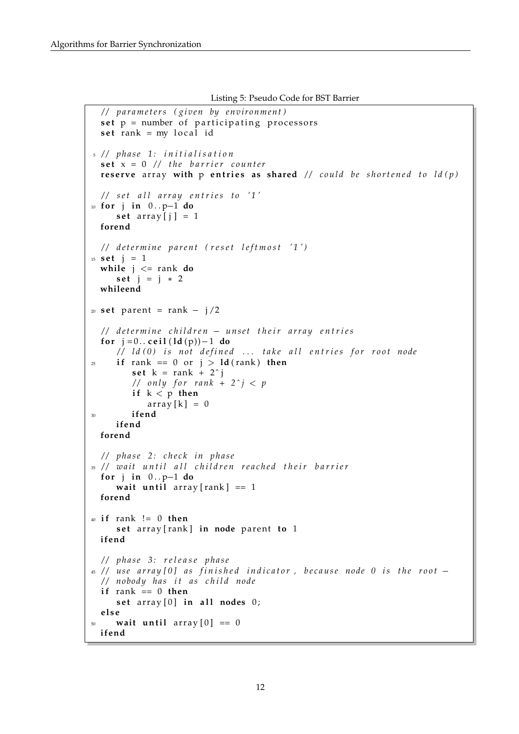Listing 5: Pseudo Code for BST Barrier

```
// parameters (given by environment)
set p = number of participating processors
set rank = my local id

// phase 1: initialisation
set x = 0 // the barrier counter
reserve array with p entries as shared // could be shortened to ld(p)

// set all array entries to '1'
for j in 0..p−1 do
   set array[j] = 1
forend

// determine parent (reset leftmost '1')
set j = 1
while j <= rank do
   set j = j * 2
whileend

set parent = rank − j/2

// determine children − unset their array entries
for j=0..ceil(ld(p))−1 do
   // ld(0) is not defined ... take all entries for root node
   if rank == 0 or j > ld(rank) then
      set k = rank + 2^j
      // only for rank + 2^j < p
      if k < p then
         array[k] = 0
      ifend
   ifend
forend

// phase 2: check in phase
// wait until all children reached their barrier
for j in 0..p−1 do
   wait until array[rank] == 1
forend

if rank != 0 then
   set array[rank] in node parent to 1
ifend

// phase 3: release phase
// use array[0] as finished indicator, because node 0 is the root −
// nobody has it as child node
if rank == 0 then
   set array[0] in all nodes 0;
else
   wait until array[0] == 0
ifend
```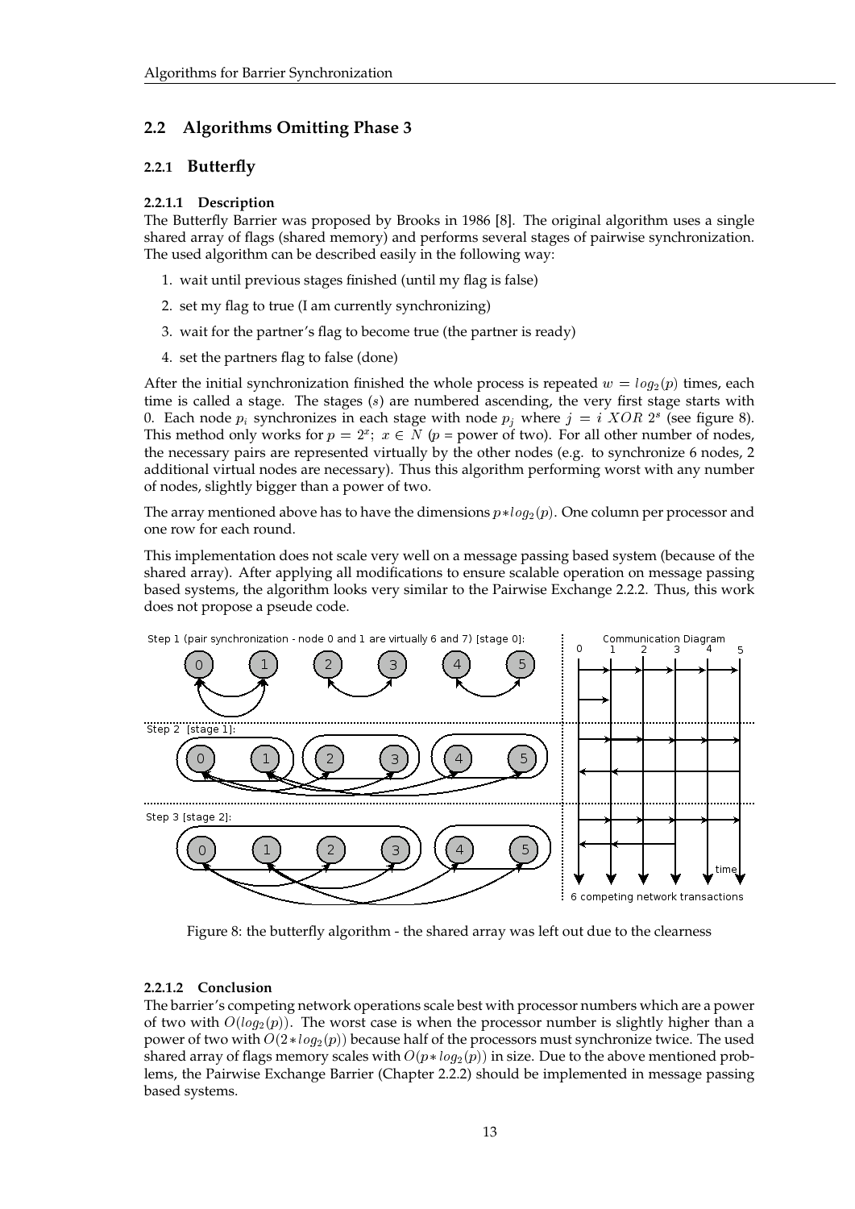## 2.2 Algorithms Omitting Phase 3

### 2.2.1 Butterfly

#### 2.2.1.1 Description

The Butterfly Barrier was proposed by Brooks in 1986 [8]. The original algorithm uses a single shared array of flags (shared memory) and performs several stages of pairwise synchronization. The used algorithm can be described easily in the following way:

1. wait until previous stages finished (until my flag is false)
2. set my flag to true (I am currently synchronizing)
3. wait for the partner's flag to become true (the partner is ready)
4. set the partners flag to false (done)

After the initial synchronization finished the whole process is repeated $w = log_2(p)$ times, each time is called a stage. The stages ($s$) are numbered ascending, the very first stage starts with 0. Each node $p_i$ synchronizes in each stage with node $p_j$ where $j = i\ XOR\ 2^s$ (see figure 8). This method only works for $p = 2^x;\ x \in N$ ($p$ = power of two). For all other number of nodes, the necessary pairs are represented virtually by the other nodes (e.g. to synchronize 6 nodes, 2 additional virtual nodes are necessary). Thus this algorithm performing worst with any number of nodes, slightly bigger than a power of two.

The array mentioned above has to have the dimensions $p * log_2(p)$. One column per processor and one row for each round.

This implementation does not scale very well on a message passing based system (because of the shared array). After applying all modifications to ensure scalable operation on message passing based systems, the algorithm looks very similar to the Pairwise Exchange 2.2.2. Thus, this work does not propose a pseude code.

Figure 8: the butterfly algorithm - the shared array was left out due to the clearness

#### 2.2.1.2 Conclusion

The barrier's competing network operations scale best with processor numbers which are a power of two with $O(log_2(p))$. The worst case is when the processor number is slightly higher than a power of two with $O(2 * log_2(p))$ because half of the processors must synchronize twice. The used shared array of flags memory scales with $O(p * log_2(p))$ in size. Due to the above mentioned problems, the Pairwise Exchange Barrier (Chapter 2.2.2) should be implemented in message passing based systems.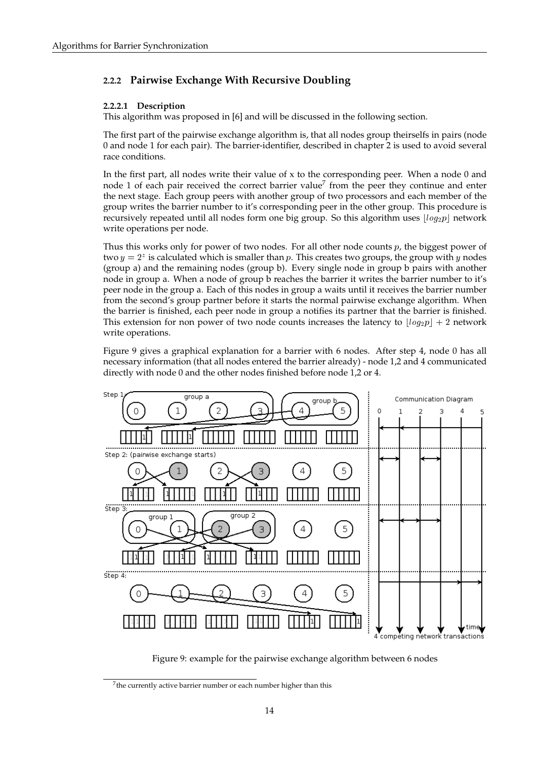### 2.2.2 Pairwise Exchange With Recursive Doubling

#### 2.2.2.1 Description

This algorithm was proposed in [6] and will be discussed in the following section.

The first part of the pairwise exchange algorithm is, that all nodes group theirselfs in pairs (node 0 and node 1 for each pair). The barrier-identifier, described in chapter 2 is used to avoid several race conditions.

In the first part, all nodes write their value of x to the corresponding peer. When a node 0 and node 1 of each pair received the correct barrier value[7] from the peer they continue and enter the next stage. Each group peers with another group of two processors and each member of the group writes the barrier number to it's corresponding peer in the other group. This procedure is recursively repeated until all nodes form one big group. So this algorithm uses $\lfloor log_2 p \rfloor$ network write operations per node.

Thus this works only for power of two nodes. For all other node counts $p$, the biggest power of two $y = 2^z$ is calculated which is smaller than $p$. This creates two groups, the group with $y$ nodes (group a) and the remaining nodes (group b). Every single node in group b pairs with another node in group a. When a node of group b reaches the barrier it writes the barrier number to it's peer node in the group a. Each of this nodes in group a waits until it receives the barrier number from the second's group partner before it starts the normal pairwise exchange algorithm. When the barrier is finished, each peer node in group a notifies its partner that the barrier is finished. This extension for non power of two node counts increases the latency to $\lfloor log_2 p \rfloor + 2$ network write operations.

Figure 9 gives a graphical explanation for a barrier with 6 nodes. After step 4, node 0 has all necessary information (that all nodes entered the barrier already) - node 1,2 and 4 communicated directly with node 0 and the other nodes finished before node 1,2 or 4.

Figure 9: example for the pairwise exchange algorithm between 6 nodes

[7] the currently active barrier number or each number higher than this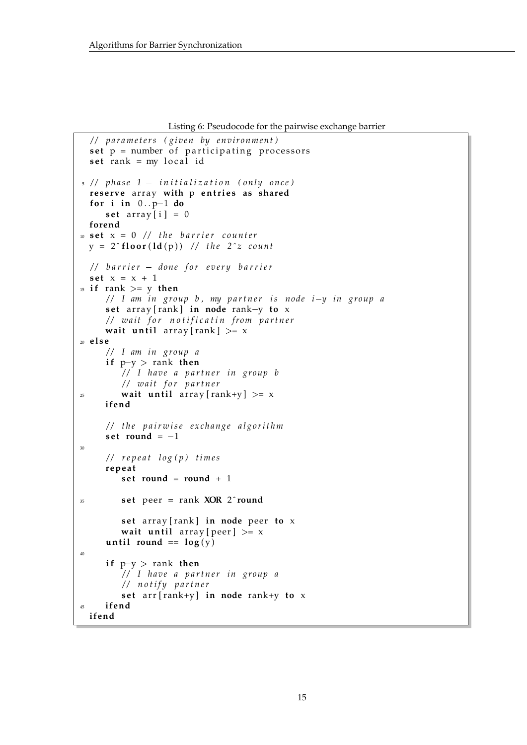Listing 6: Pseudocode for the pairwise exchange barrier

```
// parameters (given by environment)
set p = number of participating processors
set rank = my local id

// phase 1 - initialization (only once)
reserve array with p entries as shared
for i in 0..p-1 do
   set array[i] = 0
forend
set x = 0 // the barrier counter
y = 2^floor(ld(p)) // the 2^z count

// barrier - done for every barrier
set x = x + 1
if rank >= y then
   // I am in group b, my partner is node i-y in group a
   set array[rank] in node rank-y to x
   // wait for notificatin from partner
   wait until array[rank] >= x
else
   // I am in group a
   if p-y > rank then
      // I have a partner in group b
      // wait for partner
      wait until array[rank+y] >= x
   ifend

   // the pairwise exchange algorithm
   set round = -1

   // repeat log(p) times
   repeat
      set round = round + 1

      set peer = rank XOR 2^round

      set array[rank] in node peer to x
      wait until array[peer] >= x
   until round == log(y)

   if p-y > rank then
      // I have a partner in group a
      // notify partner
      set arr[rank+y] in node rank+y to x
   ifend
ifend
```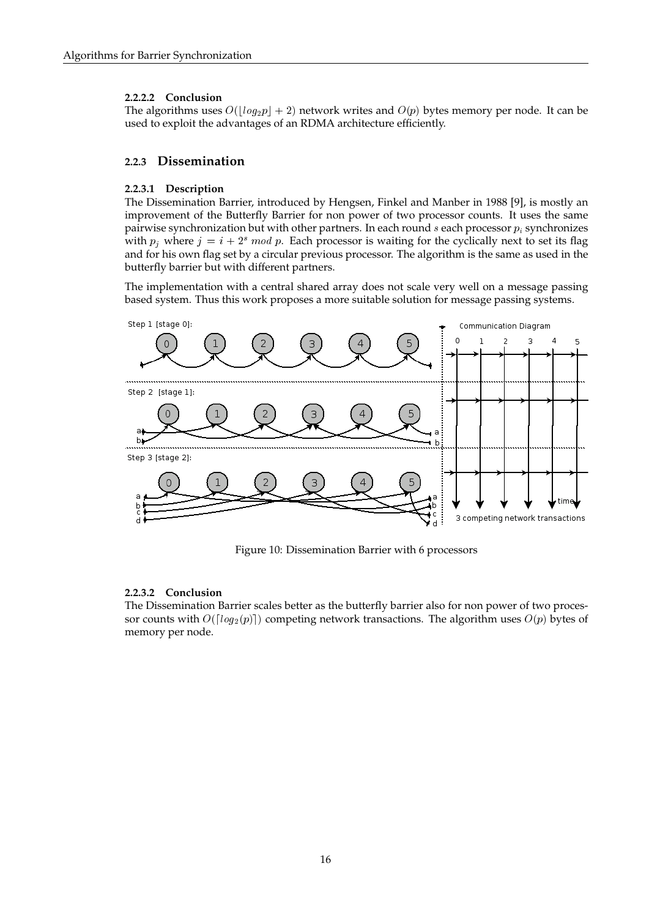#### 2.2.2.2 Conclusion

The algorithms uses $O(\lfloor log_2 p \rfloor + 2)$ network writes and $O(p)$ bytes memory per node. It can be used to exploit the advantages of an RDMA architecture efficiently.

### 2.2.3 Dissemination

#### 2.2.3.1 Description

The Dissemination Barrier, introduced by Hengsen, Finkel and Manber in 1988 [9], is mostly an improvement of the Butterfly Barrier for non power of two processor counts. It uses the same pairwise synchronization but with other partners. In each round $s$ each processor $p_i$ synchronizes with $p_j$ where $j = i + 2^s \ mod \ p$. Each processor is waiting for the cyclically next to set its flag and for his own flag set by a circular previous processor. The algorithm is the same as used in the butterfly barrier but with different partners.

The implementation with a central shared array does not scale very well on a message passing based system. Thus this work proposes a more suitable solution for message passing systems.

Figure 10: Dissemination Barrier with 6 processors

#### 2.2.3.2 Conclusion

The Dissemination Barrier scales better as the butterfly barrier also for non power of two processor counts with $O(\lceil log_2(p) \rceil)$ competing network transactions. The algorithm uses $O(p)$ bytes of memory per node.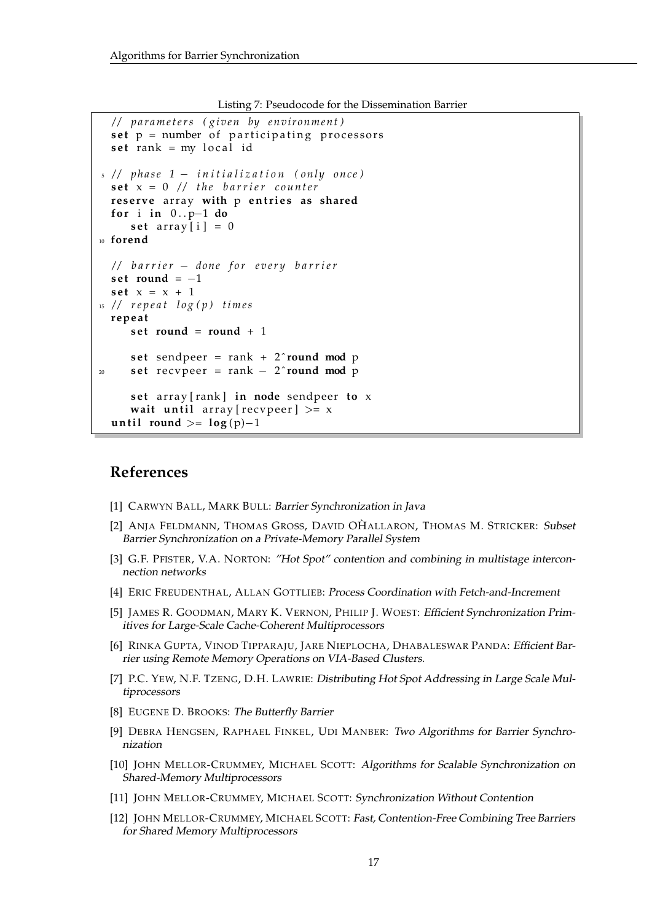Listing 7: Pseudocode for the Dissemination Barrier

```
// parameters (given by environment)
set p = number of participating processors
set rank = my local id

// phase 1 - initialization (only once)
set x = 0 // the barrier counter
reserve array with p entries as shared
for i in 0..p-1 do
   set array[i] = 0
forend

// barrier - done for every barrier
set round = -1
set x = x + 1
// repeat log(p) times
repeat
   set round = round + 1

   set sendpeer = rank + 2^round mod p
   set recvpeer = rank - 2^round mod p

   set array[rank] in node sendpeer to x
   wait until array[recvpeer] >= x
until round >= log(p)-1
```

# References

[1] Carwyn Ball, Mark Bull: *Barrier Synchronization in Java*

[2] Anja Feldmann, Thomas Gross, David OHallaron, Thomas M. Stricker: *Subset Barrier Synchronization on a Private-Memory Parallel System*

[3] G.F. Pfister, V.A. Norton: *"Hot Spot" contention and combining in multistage interconnection networks*

[4] Eric Freudenthal, Allan Gottlieb: *Process Coordination with Fetch-and-Increment*

[5] James R. Goodman, Mary K. Vernon, Philip J. Woest: *Efficient Synchronization Primitives for Large-Scale Cache-Coherent Multiprocessors*

[6] Rinka Gupta, Vinod Tipparaju, Jare Nieplocha, Dhabaleswar Panda: *Efficient Barrier using Remote Memory Operations on VIA-Based Clusters.*

[7] P.C. Yew, N.F. Tzeng, D.H. Lawrie: *Distributing Hot Spot Addressing in Large Scale Multiprocessors*

[8] Eugene D. Brooks: *The Butterfly Barrier*

[9] Debra Hengsen, Raphael Finkel, Udi Manber: *Two Algorithms for Barrier Synchronization*

[10] John Mellor-Crummey, Michael Scott: *Algorithms for Scalable Synchronization on Shared-Memory Multiprocessors*

[11] John Mellor-Crummey, Michael Scott: *Synchronization Without Contention*

[12] John Mellor-Crummey, Michael Scott: *Fast, Contention-Free Combining Tree Barriers for Shared Memory Multiprocessors*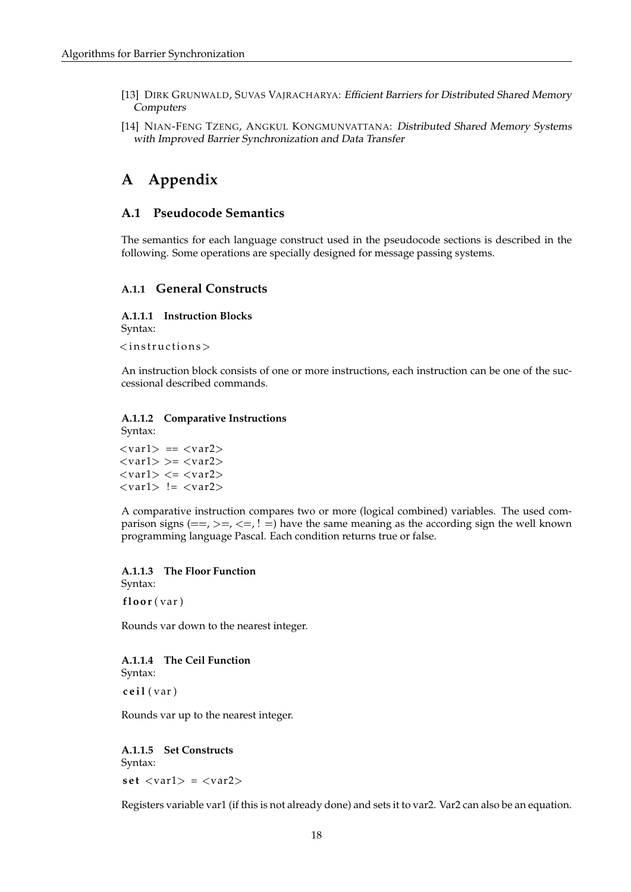[13] DIRK GRUNWALD, SUVAS VAJRACHARYA: *Efficient Barriers for Distributed Shared Memory Computers*

[14] NIAN-FENG TZENG, ANGKUL KONGMUNVATTANA: *Distributed Shared Memory Systems with Improved Barrier Synchronization and Data Transfer*

# A Appendix

## A.1 Pseudocode Semantics

The semantics for each language construct used in the pseudocode sections is described in the following. Some operations are specially designed for message passing systems.

### A.1.1 General Constructs

#### A.1.1.1 Instruction Blocks

Syntax:

```
<instructions>
```

An instruction block consists of one or more instructions, each instruction can be one of the successional described commands.

#### A.1.1.2 Comparative Instructions

Syntax:

```
<var1> == <var2>
<var1> >= <var2>
<var1> <= <var2>
<var1> != <var2>
```

A comparative instruction compares two or more (logical combined) variables. The used comparison signs (==, >=, <=, ! =) have the same meaning as the according sign the well known programming language Pascal. Each condition returns true or false.

#### A.1.1.3 The Floor Function

Syntax:

```
floor(var)
```

Rounds var down to the nearest integer.

#### A.1.1.4 The Ceil Function

Syntax:

```
ceil(var)
```

Rounds var up to the nearest integer.

#### A.1.1.5 Set Constructs

Syntax:

```
set <var1> = <var2>
```

Registers variable var1 (if this is not already done) and sets it to var2. Var2 can also be an equation.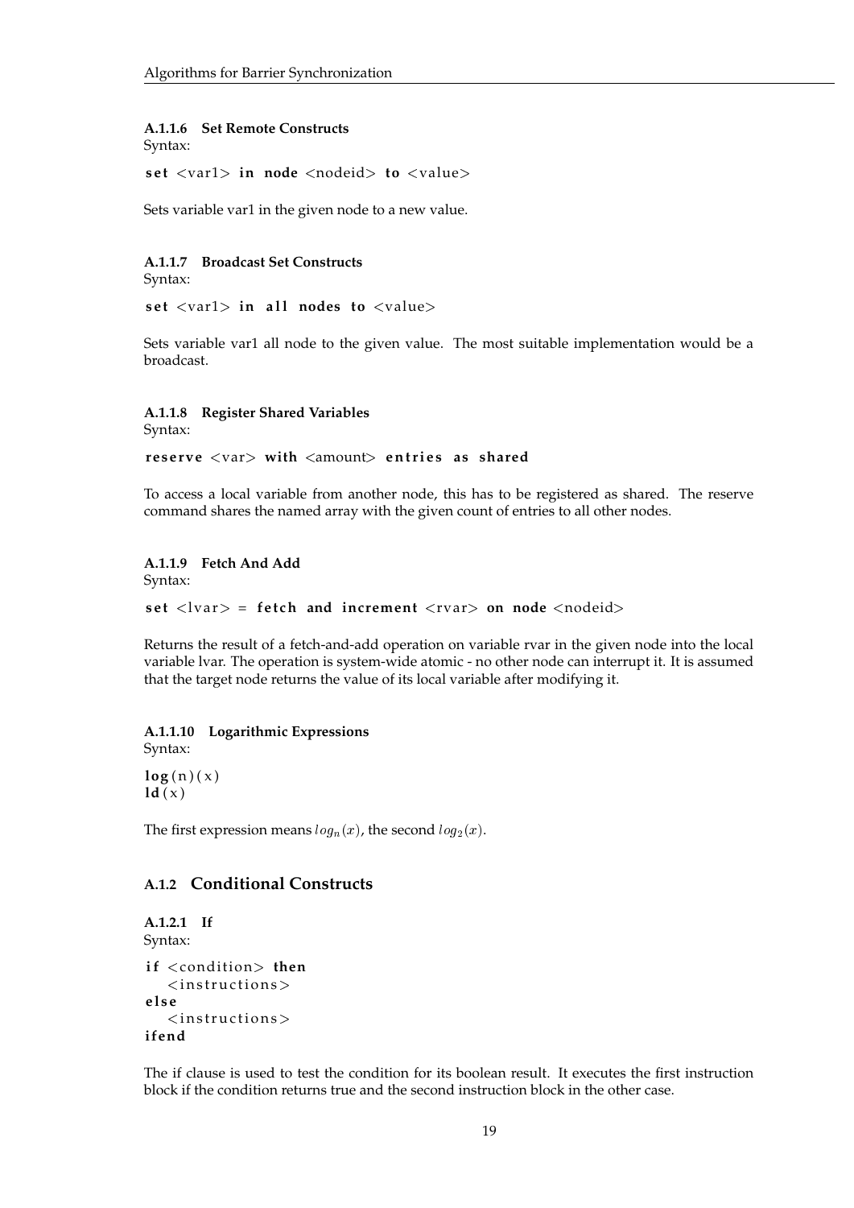#### A.1.1.6 Set Remote Constructs

Syntax:

```
set <var1> in node <nodeid> to <value>
```

Sets variable var1 in the given node to a new value.

#### A.1.1.7 Broadcast Set Constructs

Syntax:

```
set <var1> in all nodes to <value>
```

Sets variable var1 all node to the given value. The most suitable implementation would be a broadcast.

#### A.1.1.8 Register Shared Variables

Syntax:

```
reserve <var> with <amount> entries as shared
```

To access a local variable from another node, this has to be registered as shared. The reserve command shares the named array with the given count of entries to all other nodes.

#### A.1.1.9 Fetch And Add

Syntax:

```
set <lvar> = fetch and increment <rvar> on node <nodeid>
```

Returns the result of a fetch-and-add operation on variable rvar in the given node into the local variable lvar. The operation is system-wide atomic - no other node can interrupt it. It is assumed that the target node returns the value of its local variable after modifying it.

#### A.1.1.10 Logarithmic Expressions

Syntax:

```
log(n)(x)
ld(x)
```

The first expression means $log_n(x)$, the second $log_2(x)$.

### A.1.2 Conditional Constructs

#### A.1.2.1 If

Syntax:

```
if <condition> then
   <instructions>
else
   <instructions>
ifend
```

The if clause is used to test the condition for its boolean result. It executes the first instruction block if the condition returns true and the second instruction block in the other case.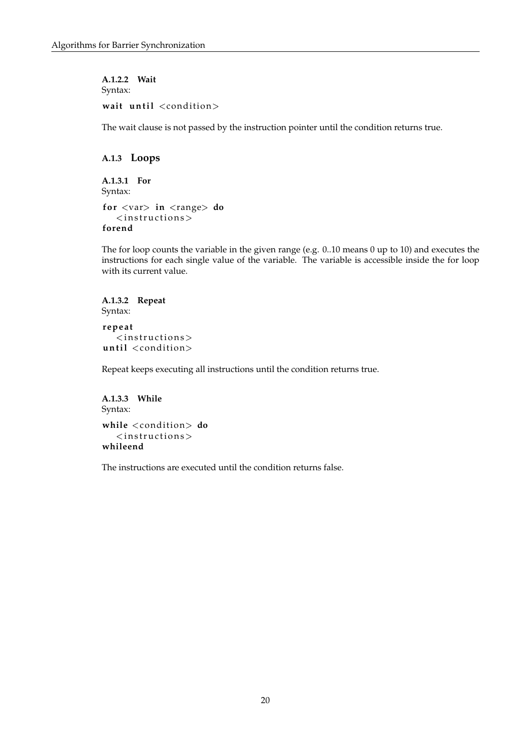#### A.1.2.2 Wait

Syntax:

```
wait until <condition>
```

The wait clause is not passed by the instruction pointer until the condition returns true.

### A.1.3 Loops

#### A.1.3.1 For

Syntax:

```
for <var> in <range> do
   <instructions>
forend
```

The for loop counts the variable in the given range (e.g. 0..10 means 0 up to 10) and executes the instructions for each single value of the variable. The variable is accessible inside the for loop with its current value.

#### A.1.3.2 Repeat

Syntax:

```
repeat
   <instructions>
until <condition>
```

Repeat keeps executing all instructions until the condition returns true.

#### A.1.3.3 While

Syntax:

```
while <condition> do
   <instructions>
whileend
```

The instructions are executed until the condition returns false.